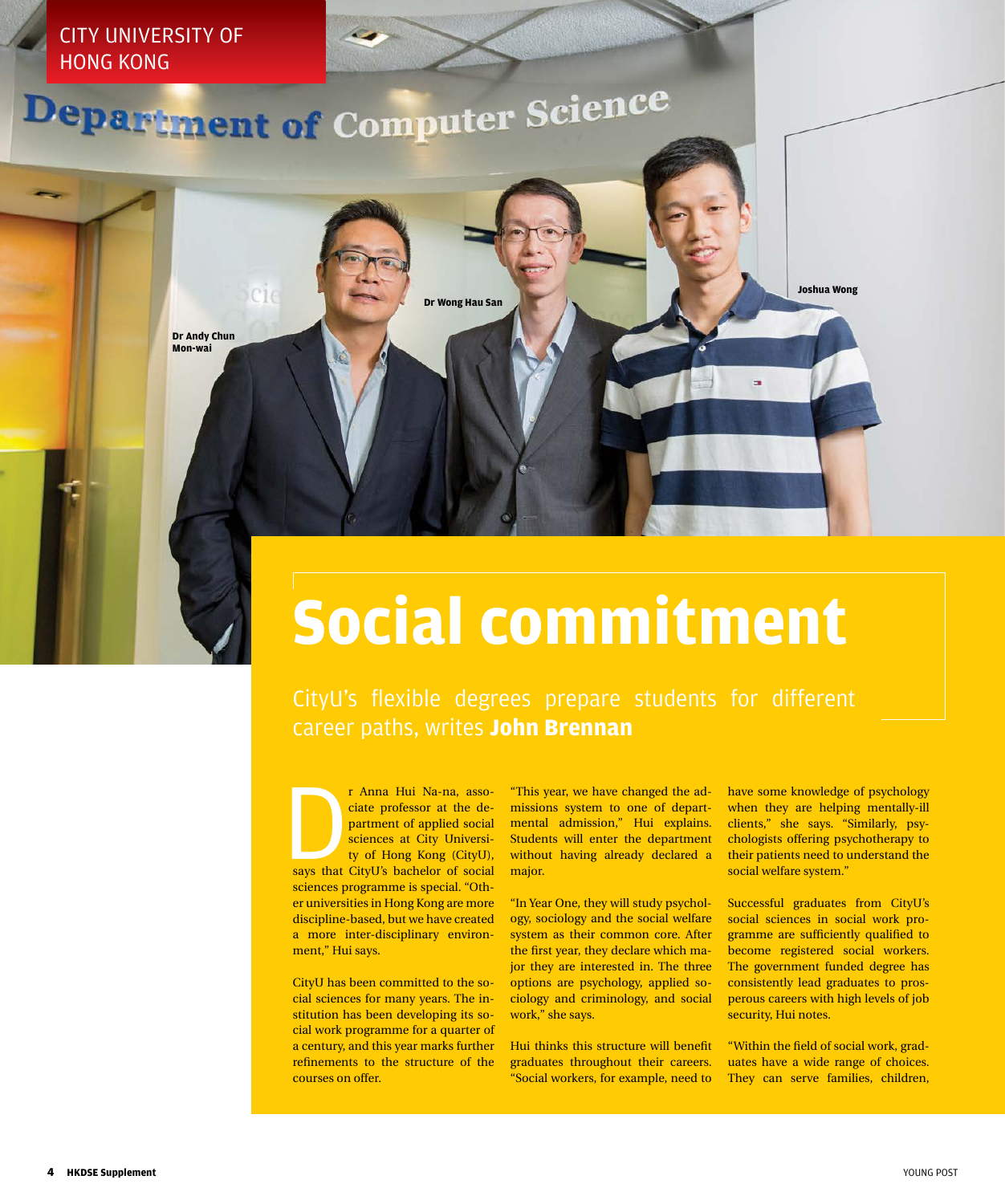CITY UNIVERSITY OF HONG KONG

Dr Andy Chun Mon-wai

Dr Wong Hau San

Joshua Wong

# Social commitment

CityU's flexible degrees prepare students for different career paths, writes **John Brennan**

Dr Anna Hui Na-na, associate professor at the department of applied social sciences at City University of Hong Kong (CityU), says that CityU's bachelor of social sciences programme is special. "Other universities in Hong Kong are more discipline-based, but we have created a more inter-disciplinary environment," Hui says.

CityU has been committed to the social sciences for many years. The institution has been developing its social work programme for a quarter of a century, and this year marks further refinements to the structure of the courses on offer.

"This year, we have changed the admissions system to one of departmental admission," Hui explains. Students will enter the department without having already declared a major.

"In Year One, they will study psychology, sociology and the social welfare system as their common core. After the first year, they declare which major they are interested in. The three options are psychology, applied sociology and criminology, and social work," she says.

Hui thinks this structure will benefit graduates throughout their careers. "Social workers, for example, need to have some knowledge of psychology when they are helping mentally-ill clients," she says. "Similarly, psychologists offering psychotherapy to their patients need to understand the social welfare system."

Successful graduates from CityU's social sciences in social work programme are sufficiently qualified to become registered social workers. The government funded degree has consistently lead graduates to prosperous careers with high levels of job security, Hui notes.

"Within the field of social work, graduates have a wide range of choices. They can serve families, children,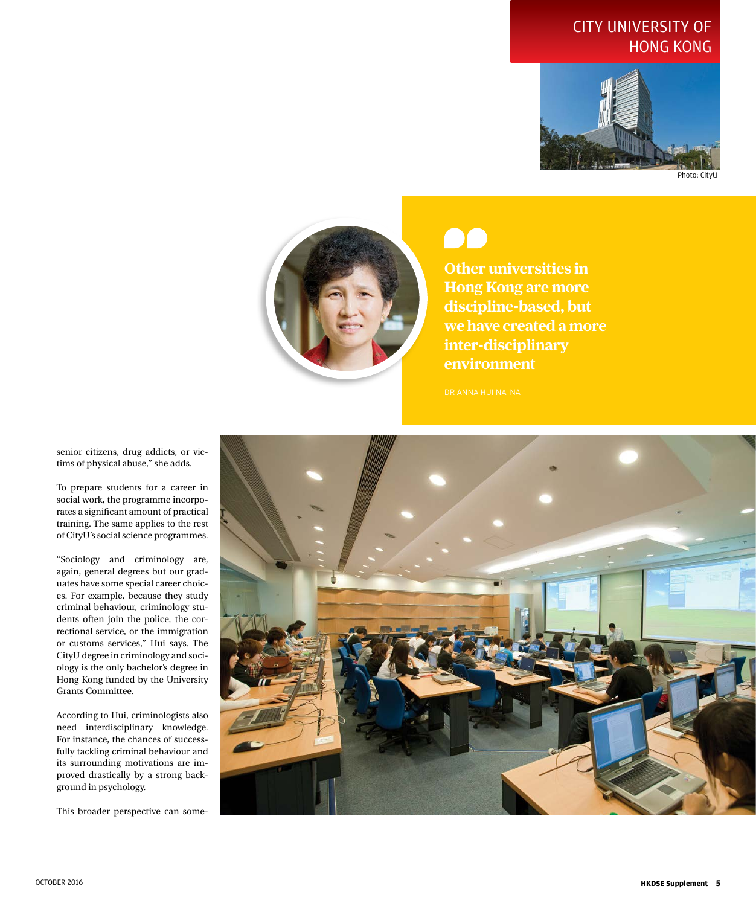## CITY UNIVERSITY OF HONG KONG

Photo: CityU

> **Other universities in Hong Kong are more discipline-based, but we have created a more inter-disciplinary environment**
>
> DR ANNA HUI NA-NA

senior citizens, drug addicts, or victims of physical abuse," she adds.

To prepare students for a career in social work, the programme incorporates a significant amount of practical training. The same applies to the rest of CityU's social science programmes.

"Sociology and criminology are, again, general degrees but our graduates have some special career choices. For example, because they study criminal behaviour, criminology students often join the police, the correctional service, or the immigration or customs services," Hui says. The CityU degree in criminology and sociology is the only bachelor's degree in Hong Kong funded by the University Grants Committee.

According to Hui, criminologists also need interdisciplinary knowledge. For instance, the chances of successfully tackling criminal behaviour and its surrounding motivations are improved drastically by a strong background in psychology.

This broader perspective can some-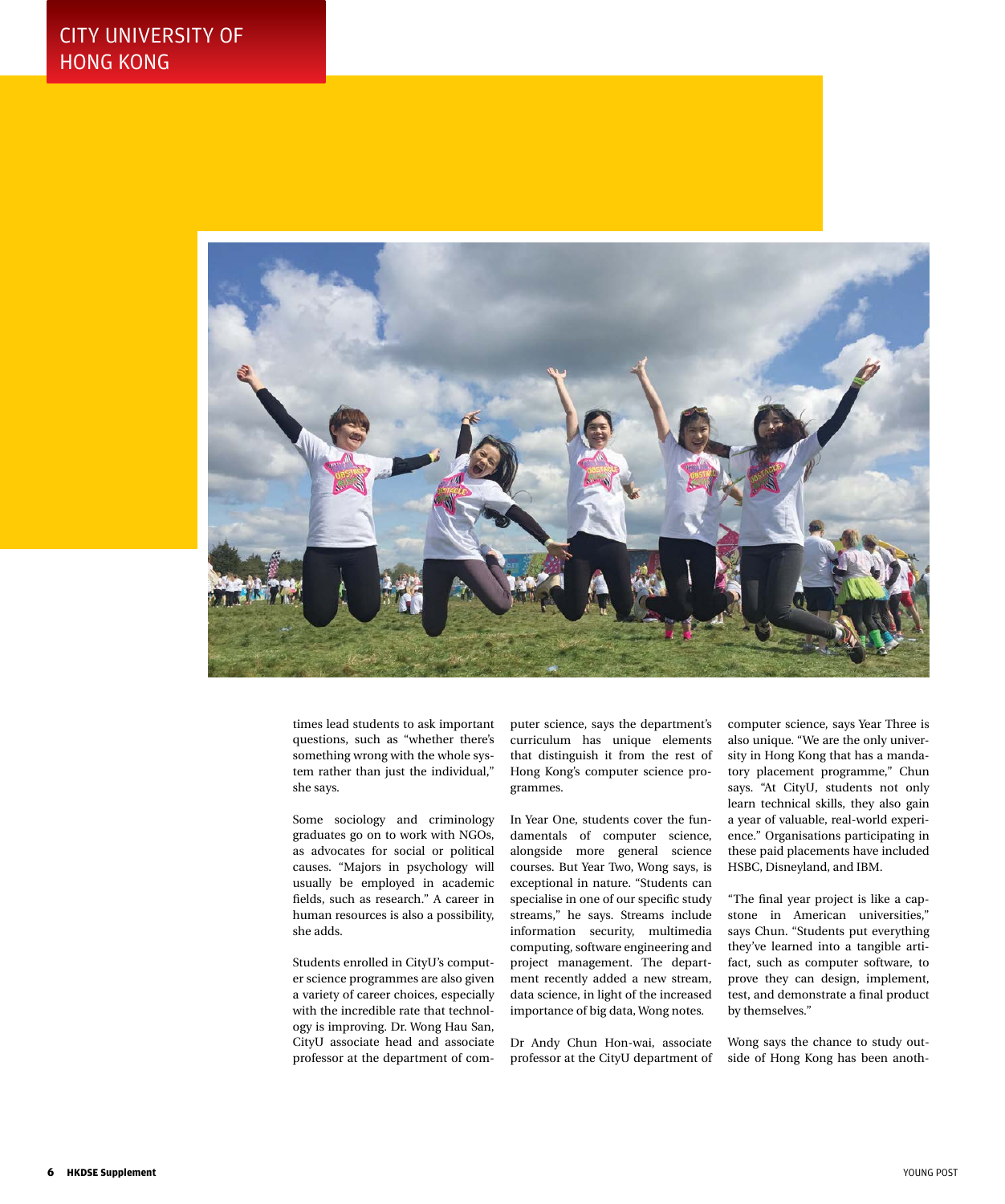times lead students to ask important questions, such as "whether there's something wrong with the whole system rather than just the individual," she says.

Some sociology and criminology graduates go on to work with NGOs, as advocates for social or political causes. "Majors in psychology will usually be employed in academic fields, such as research." A career in human resources is also a possibility, she adds.

Students enrolled in CityU's computer science programmes are also given a variety of career choices, especially with the incredible rate that technology is improving. Dr. Wong Hau San, CityU associate head and associate professor at the department of computer science, says the department's curriculum has unique elements that distinguish it from the rest of Hong Kong's computer science programmes.

In Year One, students cover the fundamentals of computer science, alongside more general science courses. But Year Two, Wong says, is exceptional in nature. "Students can specialise in one of our specific study streams," he says. Streams include information security, multimedia computing, software engineering and project management. The department recently added a new stream, data science, in light of the increased importance of big data, Wong notes.

Dr Andy Chun Hon-wai, associate professor at the CityU department of computer science, says Year Three is also unique. "We are the only university in Hong Kong that has a mandatory placement programme," Chun says. "At CityU, students not only learn technical skills, they also gain a year of valuable, real-world experience." Organisations participating in these paid placements have included HSBC, Disneyland, and IBM.

"The final year project is like a capstone in American universities," says Chun. "Students put everything they've learned into a tangible artifact, such as computer software, to prove they can design, implement, test, and demonstrate a final product by themselves."

Wong says the chance to study outside of Hong Kong has been anoth-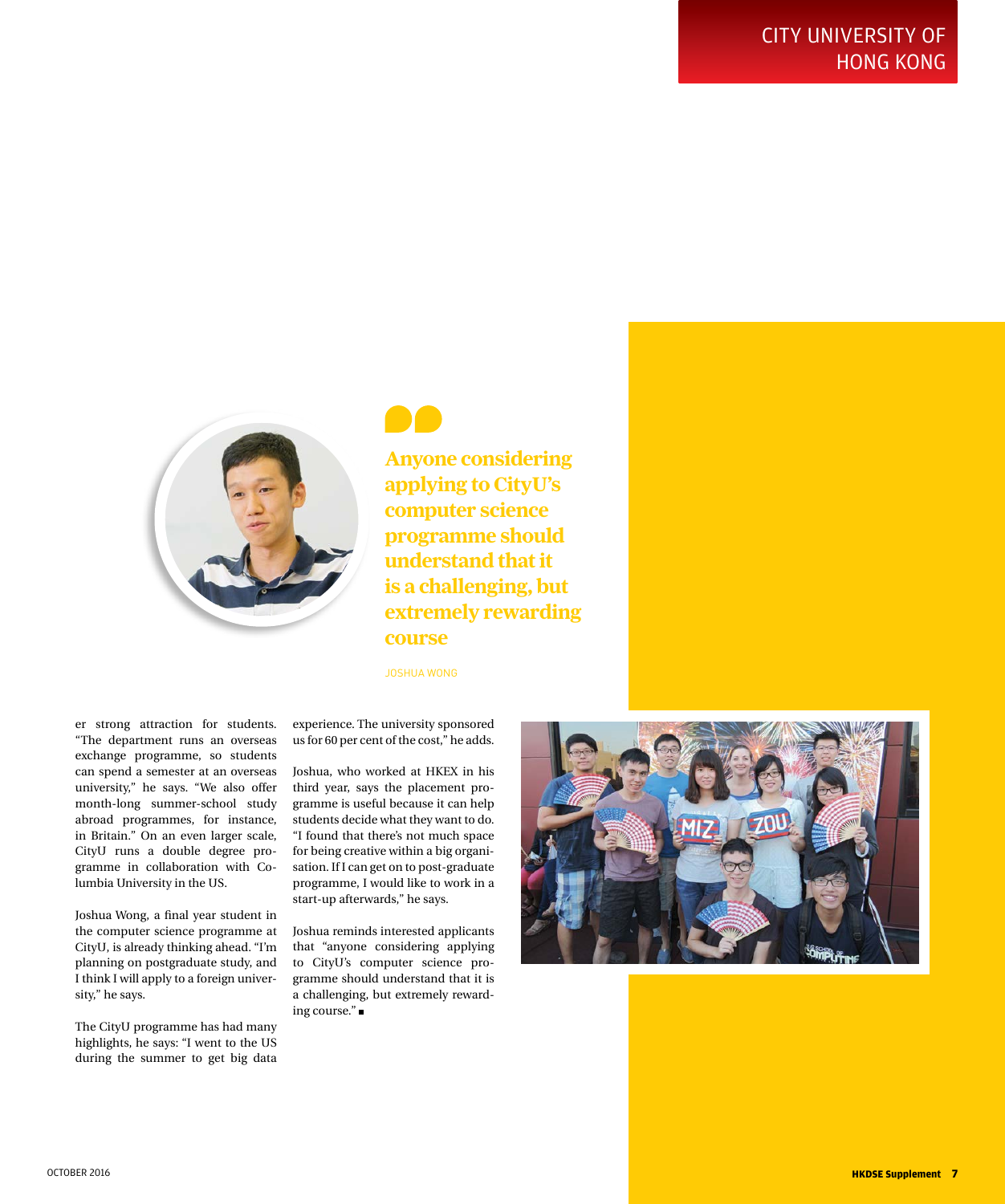> Anyone considering applying to CityU's computer science programme should understand that it is a challenging, but extremely rewarding course
>
> JOSHUA WONG

er strong attraction for students. "The department runs an overseas exchange programme, so students can spend a semester at an overseas university," he says. "We also offer month-long summer-school study abroad programmes, for instance, in Britain." On an even larger scale, CityU runs a double degree programme in collaboration with Columbia University in the US.

Joshua Wong, a final year student in the computer science programme at CityU, is already thinking ahead. "I'm planning on postgraduate study, and I think I will apply to a foreign university," he says.

The CityU programme has had many highlights, he says: "I went to the US during the summer to get big data experience. The university sponsored us for 60 per cent of the cost," he adds.

Joshua, who worked at HKEX in his third year, says the placement programme is useful because it can help students decide what they want to do. "I found that there's not much space for being creative within a big organisation. If I can get on to post-graduate programme, I would like to work in a start-up afterwards," he says.

Joshua reminds interested applicants that "anyone considering applying to CityU's computer science programme should understand that it is a challenging, but extremely rewarding course." ■